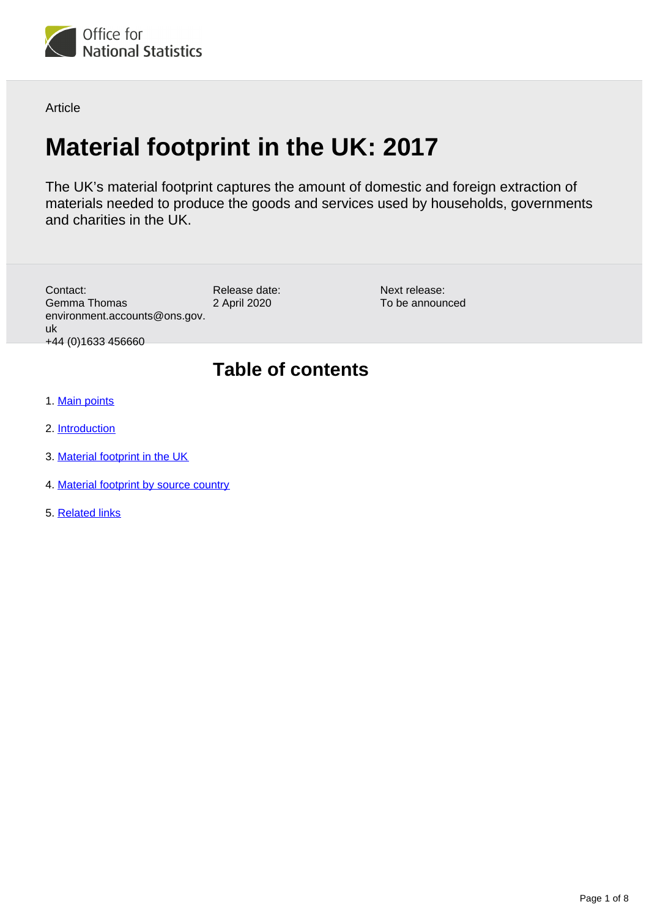Article

# Material footprint in the UK: 2017

The UK's material footprint captures the amount of domestic and foreign extraction of materials needed to produce the goods and services used by households, governments and charities in the UK.

Contact:
Gemma Thomas
environment.accounts@ons.gov.uk
+44 (0)1633 456660

Release date:
2 April 2020

Next release:
To be announced

## Table of contents

1. Main points
2. Introduction
3. Material footprint in the UK
4. Material footprint by source country
5. Related links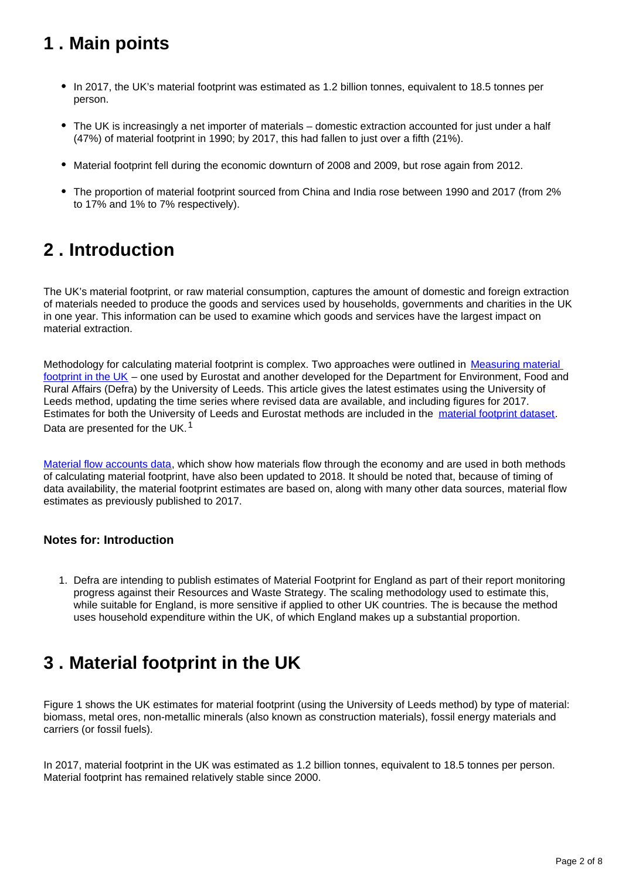## 1 . Main points

- In 2017, the UK's material footprint was estimated as 1.2 billion tonnes, equivalent to 18.5 tonnes per person.
- The UK is increasingly a net importer of materials – domestic extraction accounted for just under a half (47%) of material footprint in 1990; by 2017, this had fallen to just over a fifth (21%).
- Material footprint fell during the economic downturn of 2008 and 2009, but rose again from 2012.
- The proportion of material footprint sourced from China and India rose between 1990 and 2017 (from 2% to 17% and 1% to 7% respectively).

## 2 . Introduction

The UK's material footprint, or raw material consumption, captures the amount of domestic and foreign extraction of materials needed to produce the goods and services used by households, governments and charities in the UK in one year. This information can be used to examine which goods and services have the largest impact on material extraction.

Methodology for calculating material footprint is complex. Two approaches were outlined in Measuring material footprint in the UK – one used by Eurostat and another developed for the Department for Environment, Food and Rural Affairs (Defra) by the University of Leeds. This article gives the latest estimates using the University of Leeds method, updating the time series where revised data are available, and including figures for 2017. Estimates for both the University of Leeds and Eurostat methods are included in the material footprint dataset. Data are presented for the UK.[1]

Material flow accounts data, which show how materials flow through the economy and are used in both methods of calculating material footprint, have also been updated to 2018. It should be noted that, because of timing of data availability, the material footprint estimates are based on, along with many other data sources, material flow estimates as previously published to 2017.

### Notes for: Introduction

1. Defra are intending to publish estimates of Material Footprint for England as part of their report monitoring progress against their Resources and Waste Strategy. The scaling methodology used to estimate this, while suitable for England, is more sensitive if applied to other UK countries. The is because the method uses household expenditure within the UK, of which England makes up a substantial proportion.

## 3 . Material footprint in the UK

Figure 1 shows the UK estimates for material footprint (using the University of Leeds method) by type of material: biomass, metal ores, non-metallic minerals (also known as construction materials), fossil energy materials and carriers (or fossil fuels).

In 2017, material footprint in the UK was estimated as 1.2 billion tonnes, equivalent to 18.5 tonnes per person. Material footprint has remained relatively stable since 2000.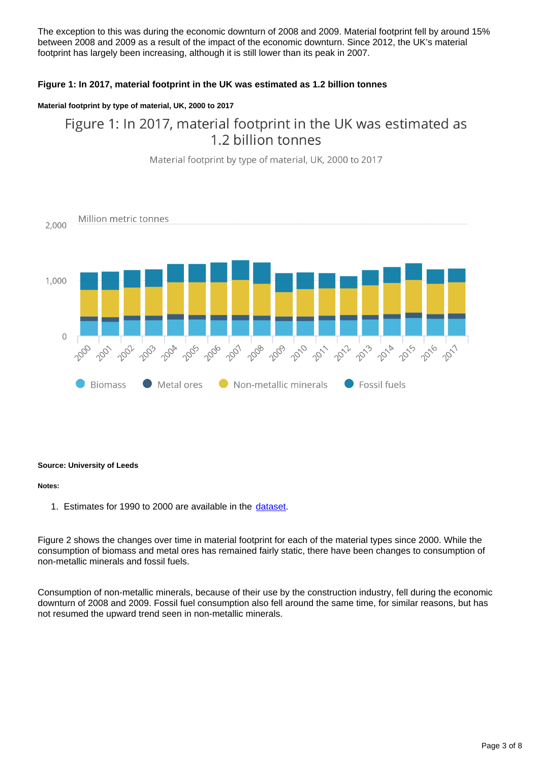The exception to this was during the economic downturn of 2008 and 2009. Material footprint fell by around 15% between 2008 and 2009 as a result of the impact of the economic downturn. Since 2012, the UK's material footprint has largely been increasing, although it is still lower than its peak in 2007.

**Figure 1: In 2017, material footprint in the UK was estimated as 1.2 billion tonnes**

**Material footprint by type of material, UK, 2000 to 2017**

Figure 1: In 2017, material footprint in the UK was estimated as 1.2 billion tonnes

Material footprint by type of material, UK, 2000 to 2017

Million metric tonnes

2,000

1,000

0

2000 2001 2002 2003 2004 2005 2006 2007 2008 2009 2010 2011 2012 2013 2014 2015 2016 2017

Biomass Metal ores Non-metallic minerals Fossil fuels

**Source: University of Leeds**

**Notes:**

1. Estimates for 1990 to 2000 are available in the dataset.

Figure 2 shows the changes over time in material footprint for each of the material types since 2000. While the consumption of biomass and metal ores has remained fairly static, there have been changes to consumption of non-metallic minerals and fossil fuels.

Consumption of non-metallic minerals, because of their use by the construction industry, fell during the economic downturn of 2008 and 2009. Fossil fuel consumption also fell around the same time, for similar reasons, but has not resumed the upward trend seen in non-metallic minerals.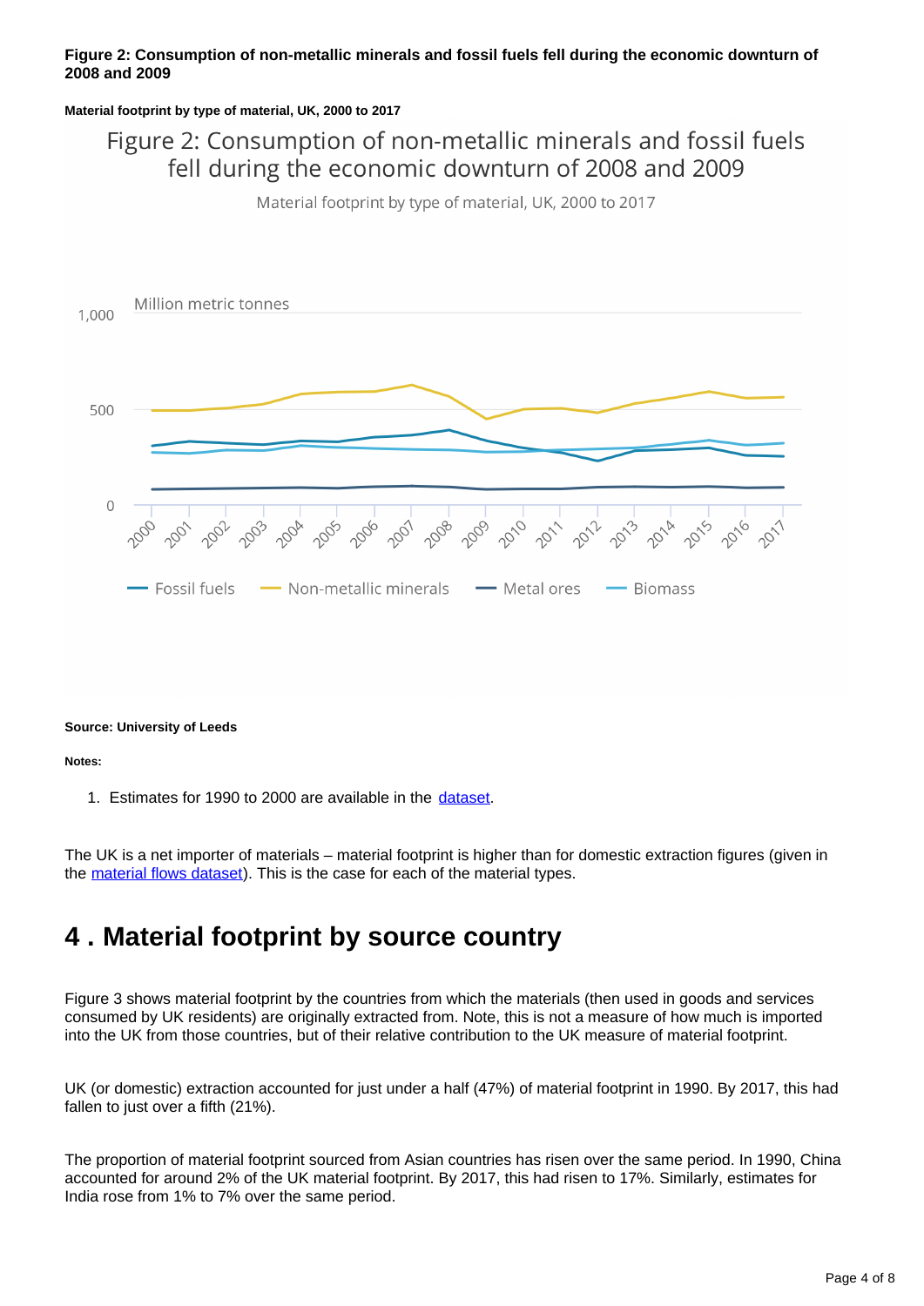**Figure 2: Consumption of non-metallic minerals and fossil fuels fell during the economic downturn of 2008 and 2009**

**Material footprint by type of material, UK, 2000 to 2017**

Figure 2: Consumption of non-metallic minerals and fossil fuels fell during the economic downturn of 2008 and 2009

Material footprint by type of material, UK, 2000 to 2017

Million metric tonnes

1,000

500

0

2000 2001 2002 2003 2004 2005 2006 2007 2008 2009 2010 2011 2012 2013 2014 2015 2016 2017

Fossil fuels Non-metallic minerals Metal ores Biomass

**Source: University of Leeds**

**Notes:**

1. Estimates for 1990 to 2000 are available in the dataset.

The UK is a net importer of materials – material footprint is higher than for domestic extraction figures (given in the material flows dataset). This is the case for each of the material types.

## 4 . Material footprint by source country

Figure 3 shows material footprint by the countries from which the materials (then used in goods and services consumed by UK residents) are originally extracted from. Note, this is not a measure of how much is imported into the UK from those countries, but of their relative contribution to the UK measure of material footprint.

UK (or domestic) extraction accounted for just under a half (47%) of material footprint in 1990. By 2017, this had fallen to just over a fifth (21%).

The proportion of material footprint sourced from Asian countries has risen over the same period. In 1990, China accounted for around 2% of the UK material footprint. By 2017, this had risen to 17%. Similarly, estimates for India rose from 1% to 7% over the same period.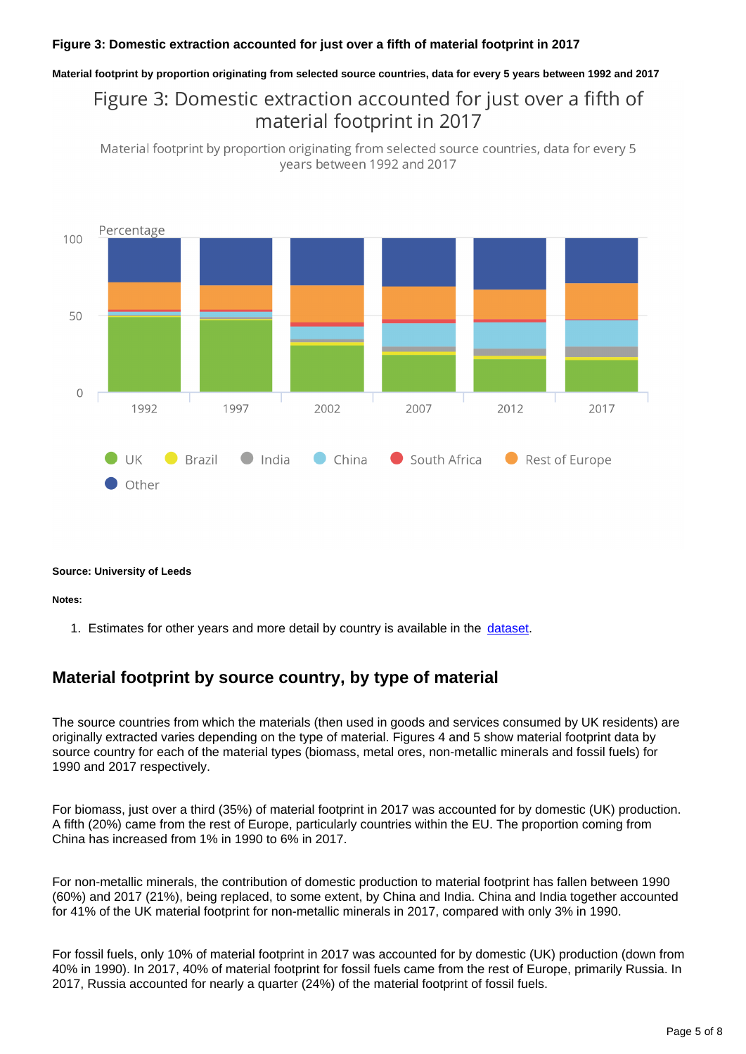**Figure 3: Domestic extraction accounted for just over a fifth of material footprint in 2017**

**Material footprint by proportion originating from selected source countries, data for every 5 years between 1992 and 2017**

**Source: University of Leeds**

**Notes:**

1. Estimates for other years and more detail by country is available in the dataset.

## Material footprint by source country, by type of material

The source countries from which the materials (then used in goods and services consumed by UK residents) are originally extracted varies depending on the type of material. Figures 4 and 5 show material footprint data by source country for each of the material types (biomass, metal ores, non-metallic minerals and fossil fuels) for 1990 and 2017 respectively.

For biomass, just over a third (35%) of material footprint in 2017 was accounted for by domestic (UK) production. A fifth (20%) came from the rest of Europe, particularly countries within the EU. The proportion coming from China has increased from 1% in 1990 to 6% in 2017.

For non-metallic minerals, the contribution of domestic production to material footprint has fallen between 1990 (60%) and 2017 (21%), being replaced, to some extent, by China and India. China and India together accounted for 41% of the UK material footprint for non-metallic minerals in 2017, compared with only 3% in 1990.

For fossil fuels, only 10% of material footprint in 2017 was accounted for by domestic (UK) production (down from 40% in 1990). In 2017, 40% of material footprint for fossil fuels came from the rest of Europe, primarily Russia. In 2017, Russia accounted for nearly a quarter (24%) of the material footprint of fossil fuels.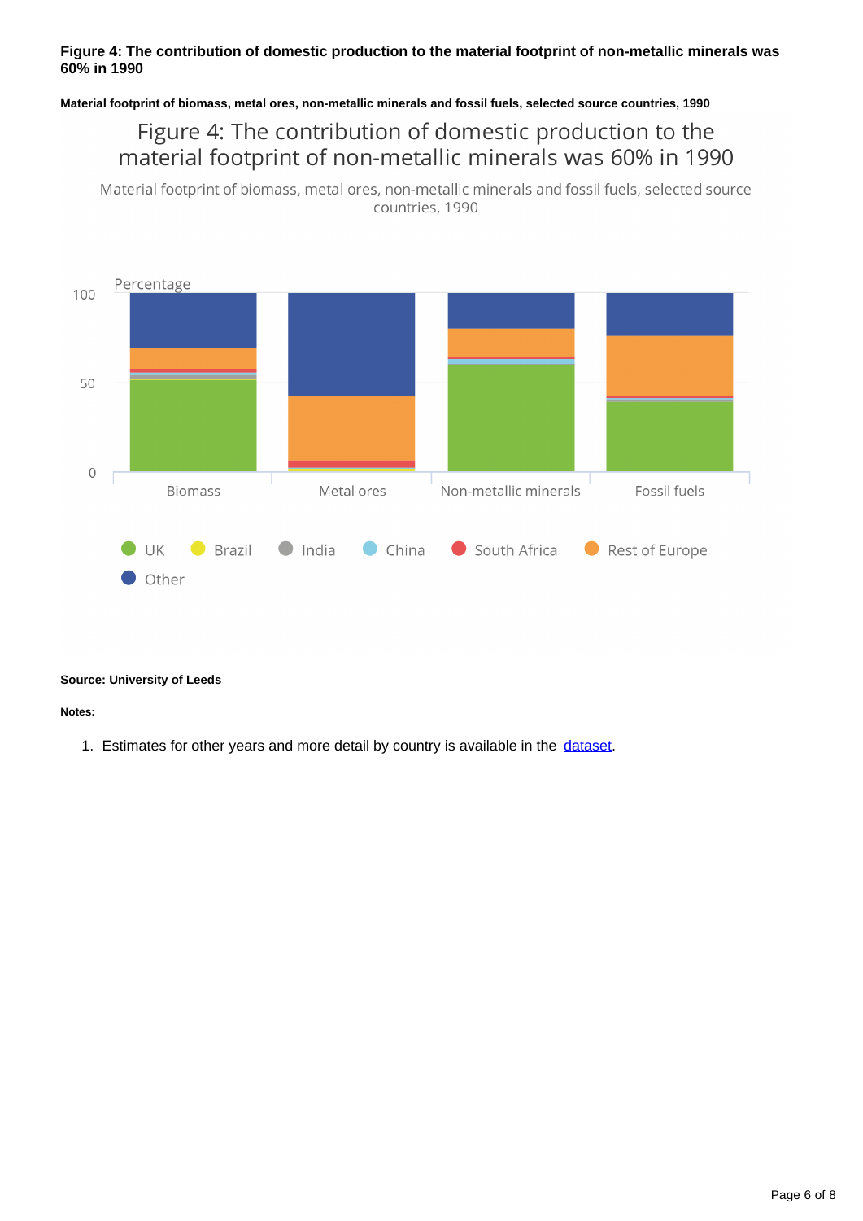**Figure 4: The contribution of domestic production to the material footprint of non-metallic minerals was 60% in 1990**

**Material footprint of biomass, metal ores, non-metallic minerals and fossil fuels, selected source countries, 1990**

Figure 4: The contribution of domestic production to the material footprint of non-metallic minerals was 60% in 1990

Material footprint of biomass, metal ores, non-metallic minerals and fossil fuels, selected source countries, 1990

Percentage

100

50

0

Biomass | Metal ores | Non-metallic minerals | Fossil fuels

UK | Brazil | India | China | South Africa | Rest of Europe | Other

**Source: University of Leeds**

**Notes:**

1. Estimates for other years and more detail by country is available in the dataset.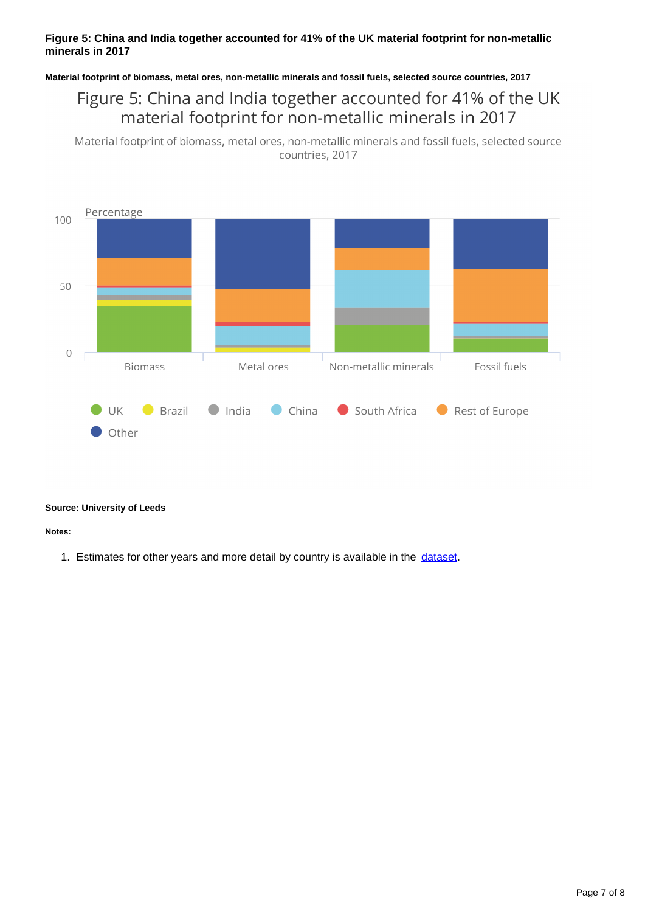**Figure 5: China and India together accounted for 41% of the UK material footprint for non-metallic minerals in 2017**

**Material footprint of biomass, metal ores, non-metallic minerals and fossil fuels, selected source countries, 2017**

Figure 5: China and India together accounted for 41% of the UK material footprint for non-metallic minerals in 2017

Material footprint of biomass, metal ores, non-metallic minerals and fossil fuels, selected source countries, 2017

Percentage

100

50

0

Biomass · Metal ores · Non-metallic minerals · Fossil fuels

UK · Brazil · India · China · South Africa · Rest of Europe · Other

**Source: University of Leeds**

**Notes:**

1. Estimates for other years and more detail by country is available in the dataset.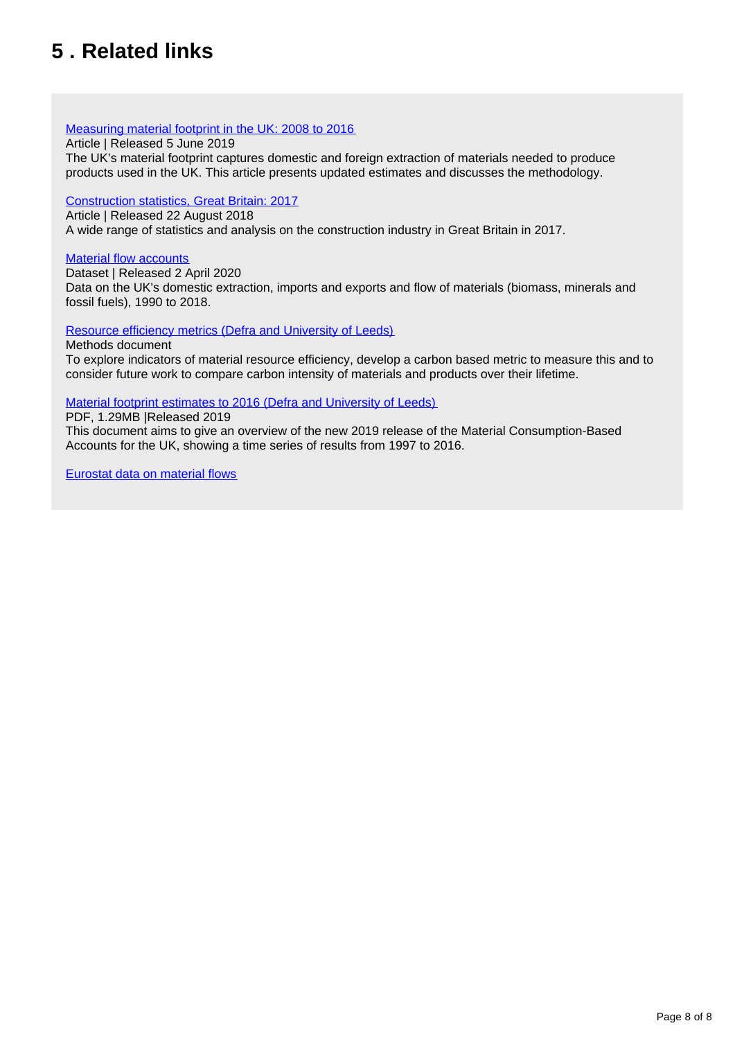## 5 . Related links

[Measuring material footprint in the UK: 2008 to 2016](#)
Article | Released 5 June 2019
The UK's material footprint captures domestic and foreign extraction of materials needed to produce products used in the UK. This article presents updated estimates and discusses the methodology.

[Construction statistics, Great Britain: 2017](#)
Article | Released 22 August 2018
A wide range of statistics and analysis on the construction industry in Great Britain in 2017.

[Material flow accounts](#)
Dataset | Released 2 April 2020
Data on the UK's domestic extraction, imports and exports and flow of materials (biomass, minerals and fossil fuels), 1990 to 2018.

[Resource efficiency metrics (Defra and University of Leeds)](#)
Methods document
To explore indicators of material resource efficiency, develop a carbon based metric to measure this and to consider future work to compare carbon intensity of materials and products over their lifetime.

[Material footprint estimates to 2016 (Defra and University of Leeds)](#)
PDF, 1.29MB |Released 2019
This document aims to give an overview of the new 2019 release of the Material Consumption-Based Accounts for the UK, showing a time series of results from 1997 to 2016.

[Eurostat data on material flows](#)